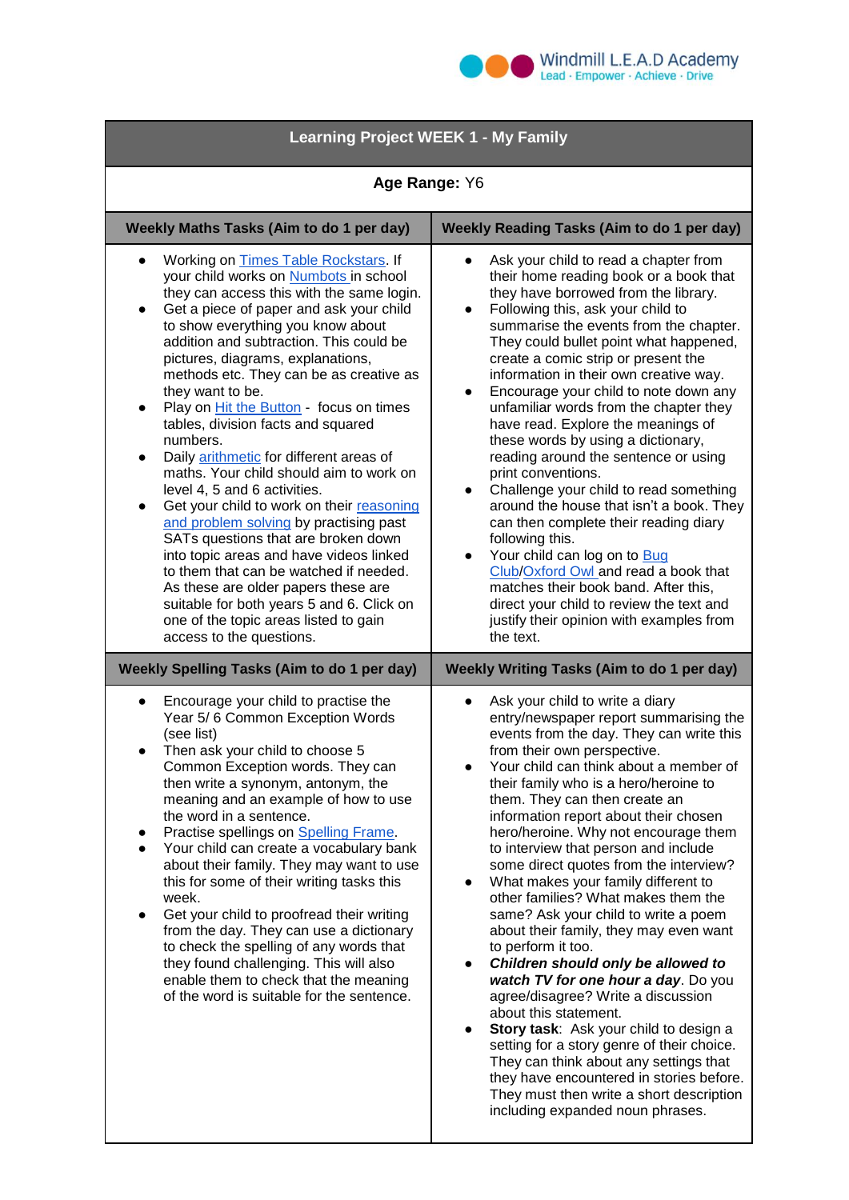Windmill L.E.A.D Academy
Lead · Empower · Achieve · Drive

# Learning Project WEEK 1 - My Family

**Age Range:** Y6

| Weekly Maths Tasks (Aim to do 1 per day) | Weekly Reading Tasks (Aim to do 1 per day) |
|---|---|
| • Working on Times Table Rockstars. If your child works on Numbots in school they can access this with the same login.<br>• Get a piece of paper and ask your child to show everything you know about addition and subtraction. This could be pictures, diagrams, explanations, methods etc. They can be as creative as they want to be.<br>• Play on Hit the Button - focus on times tables, division facts and squared numbers.<br>• Daily arithmetic for different areas of maths. Your child should aim to work on level 4, 5 and 6 activities.<br>• Get your child to work on their reasoning and problem solving by practising past SATs questions that are broken down into topic areas and have videos linked to them that can be watched if needed. As these are older papers these are suitable for both years 5 and 6. Click on one of the topic areas listed to gain access to the questions. | • Ask your child to read a chapter from their home reading book or a book that they have borrowed from the library.<br>• Following this, ask your child to summarise the events from the chapter. They could bullet point what happened, create a comic strip or present the information in their own creative way.<br>• Encourage your child to note down any unfamiliar words from the chapter they have read. Explore the meanings of these words by using a dictionary, reading around the sentence or using print conventions.<br>• Challenge your child to read something around the house that isn't a book. They can then complete their reading diary following this.<br>• Your child can log on to Bug Club/Oxford Owl and read a book that matches their book band. After this, direct your child to review the text and justify their opinion with examples from the text. |
| **Weekly Spelling Tasks (Aim to do 1 per day)** | **Weekly Writing Tasks (Aim to do 1 per day)** |
| • Encourage your child to practise the Year 5/ 6 Common Exception Words (see list)<br>• Then ask your child to choose 5 Common Exception words. They can then write a synonym, antonym, the meaning and an example of how to use the word in a sentence.<br>• Practise spellings on Spelling Frame.<br>• Your child can create a vocabulary bank about their family. They may want to use this for some of their writing tasks this week.<br>• Get your child to proofread their writing from the day. They can use a dictionary to check the spelling of any words that they found challenging. This will also enable them to check that the meaning of the word is suitable for the sentence. | • Ask your child to write a diary entry/newspaper report summarising the events from the day. They can write this from their own perspective.<br>• Your child can think about a member of their family who is a hero/heroine to them. They can then create an information report about their chosen hero/heroine. Why not encourage them to interview that person and include some direct quotes from the interview?<br>• What makes your family different to other families? What makes them the same? Ask your child to write a poem about their family, they may even want to perform it too.<br>• ***Children should only be allowed to watch TV for one hour a day***. Do you agree/disagree? Write a discussion about this statement.<br>• **Story task**: Ask your child to design a setting for a story genre of their choice. They can think about any settings that they have encountered in stories before. They must then write a short description including expanded noun phrases. |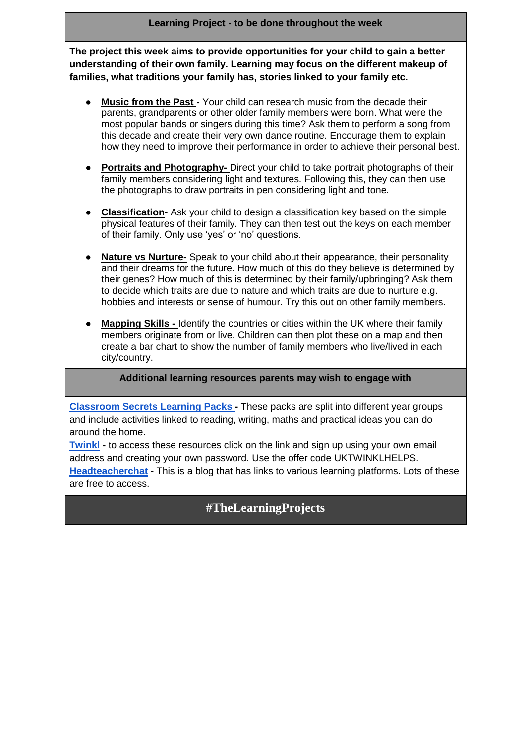## Learning Project - to be done throughout the week

**The project this week aims to provide opportunities for your child to gain a better understanding of their own family. Learning may focus on the different makeup of families, what traditions your family has, stories linked to your family etc.**

- **Music from the Past -** Your child can research music from the decade their parents, grandparents or other older family members were born. What were the most popular bands or singers during this time? Ask them to perform a song from this decade and create their very own dance routine. Encourage them to explain how they need to improve their performance in order to achieve their personal best.
- **Portraits and Photography-** Direct your child to take portrait photographs of their family members considering light and textures. Following this, they can then use the photographs to draw portraits in pen considering light and tone.
- **Classification**- Ask your child to design a classification key based on the simple physical features of their family. They can then test out the keys on each member of their family. Only use 'yes' or 'no' questions.
- **Nature vs Nurture-** Speak to your child about their appearance, their personality and their dreams for the future. How much of this do they believe is determined by their genes? How much of this is determined by their family/upbringing? Ask them to decide which traits are due to nature and which traits are due to nurture e.g. hobbies and interests or sense of humour. Try this out on other family members.
- **Mapping Skills -** Identify the countries or cities within the UK where their family members originate from or live. Children can then plot these on a map and then create a bar chart to show the number of family members who live/lived in each city/country.

## Additional learning resources parents may wish to engage with

**Classroom Secrets Learning Packs -** These packs are split into different year groups and include activities linked to reading, writing, maths and practical ideas you can do around the home.
**Twinkl -** to access these resources click on the link and sign up using your own email address and creating your own password. Use the offer code UKTWINKLHELPS.
**Headteacherchat** - This is a blog that has links to various learning platforms. Lots of these are free to access.

## #TheLearningProjects